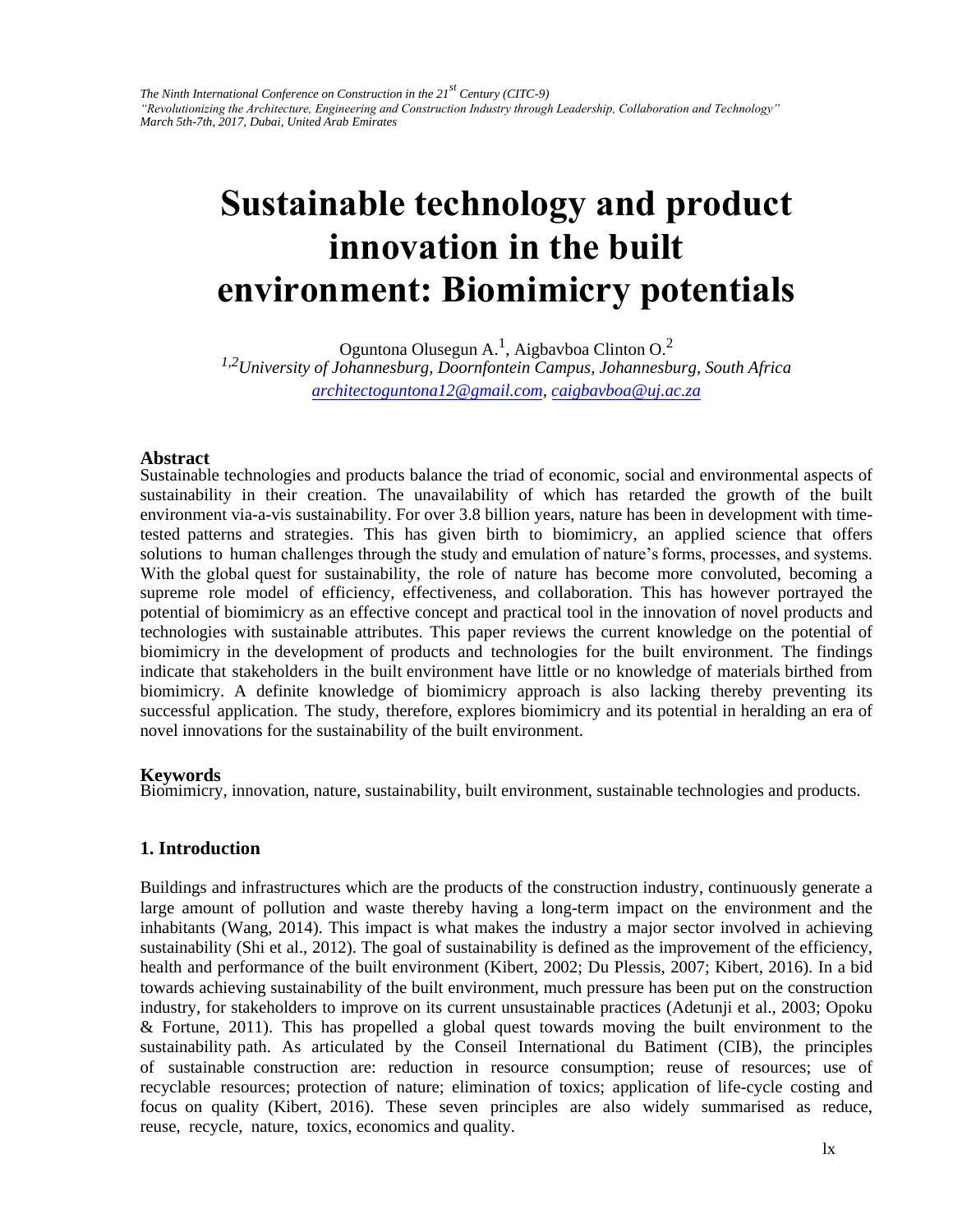# Sustainable technology and product innovation in the built environment: Biomimicry potentials

Oguntona Olusegun A.[1], Aigbavboa Clinton O.[2]

[1,2]*University of Johannesburg, Doornfontein Campus, Johannesburg, South Africa*

architectoguntona12@gmail.com, caigbavboa@uj.ac.za

## Abstract

Sustainable technologies and products balance the triad of economic, social and environmental aspects of sustainability in their creation. The unavailability of which has retarded the growth of the built environment via-a-vis sustainability. For over 3.8 billion years, nature has been in development with time-tested patterns and strategies. This has given birth to biomimicry, an applied science that offers solutions to human challenges through the study and emulation of nature's forms, processes, and systems. With the global quest for sustainability, the role of nature has become more convoluted, becoming a supreme role model of efficiency, effectiveness, and collaboration. This has however portrayed the potential of biomimicry as an effective concept and practical tool in the innovation of novel products and technologies with sustainable attributes. This paper reviews the current knowledge on the potential of biomimicry in the development of products and technologies for the built environment. The findings indicate that stakeholders in the built environment have little or no knowledge of materials birthed from biomimicry. A definite knowledge of biomimicry approach is also lacking thereby preventing its successful application. The study, therefore, explores biomimicry and its potential in heralding an era of novel innovations for the sustainability of the built environment.

## Keywords

Biomimicry, innovation, nature, sustainability, built environment, sustainable technologies and products.

## 1. Introduction

Buildings and infrastructures which are the products of the construction industry, continuously generate a large amount of pollution and waste thereby having a long-term impact on the environment and the inhabitants (Wang, 2014). This impact is what makes the industry a major sector involved in achieving sustainability (Shi et al., 2012). The goal of sustainability is defined as the improvement of the efficiency, health and performance of the built environment (Kibert, 2002; Du Plessis, 2007; Kibert, 2016). In a bid towards achieving sustainability of the built environment, much pressure has been put on the construction industry, for stakeholders to improve on its current unsustainable practices (Adetunji et al., 2003; Opoku & Fortune, 2011). This has propelled a global quest towards moving the built environment to the sustainability path. As articulated by the Conseil International du Batiment (CIB), the principles of sustainable construction are: reduction in resource consumption; reuse of resources; use of recyclable resources; protection of nature; elimination of toxics; application of life-cycle costing and focus on quality (Kibert, 2016). These seven principles are also widely summarised as reduce, reuse, recycle, nature, toxics, economics and quality.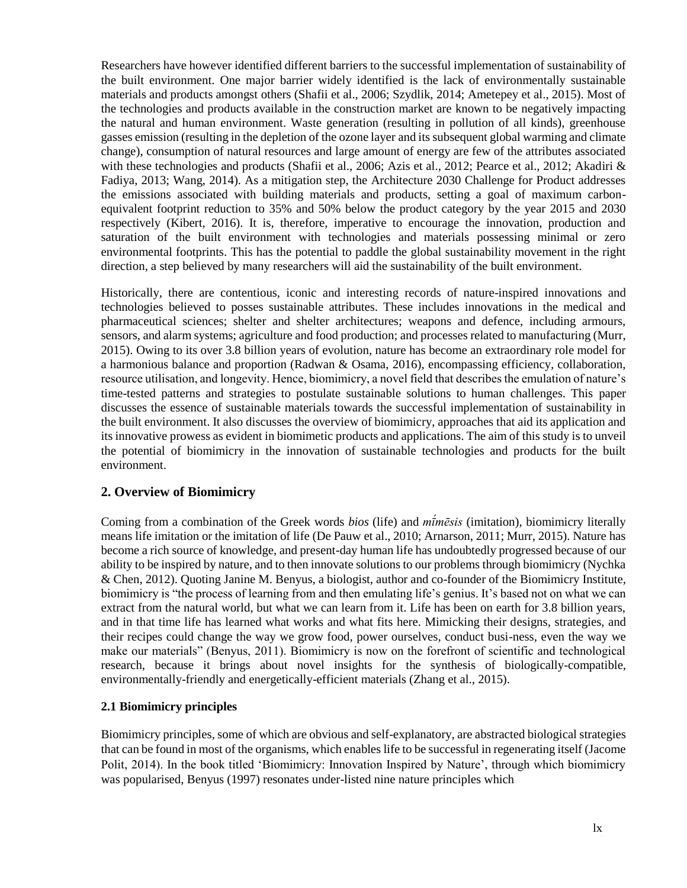Researchers have however identified different barriers to the successful implementation of sustainability of the built environment. One major barrier widely identified is the lack of environmentally sustainable materials and products amongst others (Shafii et al., 2006; Szydlik, 2014; Ametepey et al., 2015). Most of the technologies and products available in the construction market are known to be negatively impacting the natural and human environment. Waste generation (resulting in pollution of all kinds), greenhouse gasses emission (resulting in the depletion of the ozone layer and its subsequent global warming and climate change), consumption of natural resources and large amount of energy are few of the attributes associated with these technologies and products (Shafii et al., 2006; Azis et al., 2012; Pearce et al., 2012; Akadiri & Fadiya, 2013; Wang, 2014). As a mitigation step, the Architecture 2030 Challenge for Product addresses the emissions associated with building materials and products, setting a goal of maximum carbon-equivalent footprint reduction to 35% and 50% below the product category by the year 2015 and 2030 respectively (Kibert, 2016). It is, therefore, imperative to encourage the innovation, production and saturation of the built environment with technologies and materials possessing minimal or zero environmental footprints. This has the potential to paddle the global sustainability movement in the right direction, a step believed by many researchers will aid the sustainability of the built environment.

Historically, there are contentious, iconic and interesting records of nature-inspired innovations and technologies believed to posses sustainable attributes. These includes innovations in the medical and pharmaceutical sciences; shelter and shelter architectures; weapons and defence, including armours, sensors, and alarm systems; agriculture and food production; and processes related to manufacturing (Murr, 2015). Owing to its over 3.8 billion years of evolution, nature has become an extraordinary role model for a harmonious balance and proportion (Radwan & Osama, 2016), encompassing efficiency, collaboration, resource utilisation, and longevity. Hence, biomimicry, a novel field that describes the emulation of nature's time-tested patterns and strategies to postulate sustainable solutions to human challenges. This paper discusses the essence of sustainable materials towards the successful implementation of sustainability in the built environment. It also discusses the overview of biomimicry, approaches that aid its application and its innovative prowess as evident in biomimetic products and applications. The aim of this study is to unveil the potential of biomimicry in the innovation of sustainable technologies and products for the built environment.

## 2. Overview of Biomimicry

Coming from a combination of the Greek words *bios* (life) and *mī́mēsis* (imitation), biomimicry literally means life imitation or the imitation of life (De Pauw et al., 2010; Arnarson, 2011; Murr, 2015). Nature has become a rich source of knowledge, and present-day human life has undoubtedly progressed because of our ability to be inspired by nature, and to then innovate solutions to our problems through biomimicry (Nychka & Chen, 2012). Quoting Janine M. Benyus, a biologist, author and co-founder of the Biomimicry Institute, biomimicry is "the process of learning from and then emulating life's genius. It's based not on what we can extract from the natural world, but what we can learn from it. Life has been on earth for 3.8 billion years, and in that time life has learned what works and what fits here. Mimicking their designs, strategies, and their recipes could change the way we grow food, power ourselves, conduct busi-ness, even the way we make our materials" (Benyus, 2011). Biomimicry is now on the forefront of scientific and technological research, because it brings about novel insights for the synthesis of biologically-compatible, environmentally-friendly and energetically-efficient materials (Zhang et al., 2015).

### 2.1 Biomimicry principles

Biomimicry principles, some of which are obvious and self-explanatory, are abstracted biological strategies that can be found in most of the organisms, which enables life to be successful in regenerating itself (Jacome Polit, 2014). In the book titled 'Biomimicry: Innovation Inspired by Nature', through which biomimicry was popularised, Benyus (1997) resonates under-listed nine nature principles which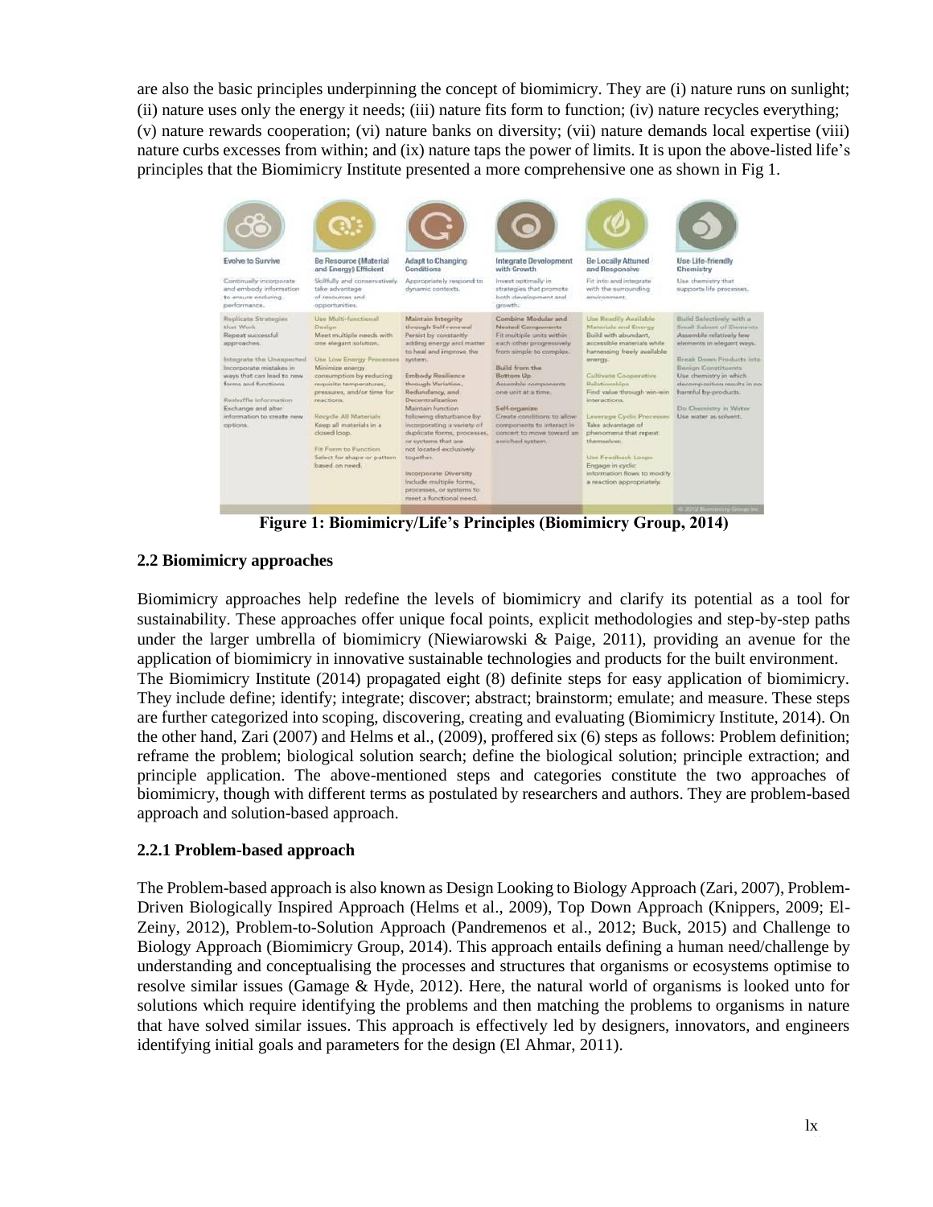are also the basic principles underpinning the concept of biomimicry. They are (i) nature runs on sunlight; (ii) nature uses only the energy it needs; (iii) nature fits form to function; (iv) nature recycles everything; (v) nature rewards cooperation; (vi) nature banks on diversity; (vii) nature demands local expertise (viii) nature curbs excesses from within; and (ix) nature taps the power of limits. It is upon the above-listed life's principles that the Biomimicry Institute presented a more comprehensive one as shown in Fig 1.

| Evolve to Survive | Be Resource (Material and Energy) Efficient | Adapt to Changing Conditions | Integrate Development with Growth | Be Locally Attuned and Responsive | Use Life-friendly Chemistry |
|---|---|---|---|---|---|
| Continually incorporate and embody information to ensure enduring performance. | Skillfully and conservatively take advantage of resources and opportunities. | Appropriately respond to dynamic contexts. | Invest optimally in strategies that promote both development and growth. | Fit into and integrate with the surrounding environment. | Use chemistry that supports life processes. |
| **Replicate Strategies that Work** Repeat successful approaches. | **Use Multi-functional Design** Meet multiple needs with one elegant solution. | **Maintain Integrity through Self-renewal** Persist by constantly adding energy and matter to heal and improve the system. | **Combine Modular and Nested Components** Fit multiple units within each other progressively from simple to complex. | **Use Readily Available Materials and Energy** Build with abundant, accessible materials while harnessing freely available energy. | **Build Selectively with a Small Subset of Elements** Assemble relatively few elements in elegant ways. |
| **Integrate the Unexpected** Incorporate mistakes in ways that can lead to new forms and functions. | **Use Low Energy Processes** Minimize energy consumption by reducing requisite temperatures, pressures, and/or time for reactions. | **Embody Resilience through Variation, Redundancy, and Decentralization** Maintain function following disturbance by incorporating a variety of duplicate forms, processes, or systems that are not located exclusively together. | **Build from the Bottom Up** Assemble components one unit at a time. | **Cultivate Cooperative Relationships** Find value through win-win interactions. | **Break Down Products into Benign Constituents** Use chemistry in which decomposition results in no harmful by-products. |
| **Reshuffle Information** Exchange and alter information to create new options. | **Recycle All Materials** Keep all materials in a closed loop. | **Incorporate Diversity** Include multiple forms, processes, or systems to meet a functional need. | **Self-organize** Create conditions to allow components to interact in concert to move toward an enriched system. | **Leverage Cyclic Processes** Take advantage of phenomena that repeat themselves. | **Do Chemistry in Water** Use water as solvent. |
| | **Fit Form to Function** Select for shape or pattern based on need. | | | **Use Feedback Loops** Engage in cyclic information flows to modify a reaction appropriately. | |

© 2012 Biomimicry Group Inc.

**Figure 1: Biomimicry/Life's Principles (Biomimicry Group, 2014)**

### 2.2 Biomimicry approaches

Biomimicry approaches help redefine the levels of biomimicry and clarify its potential as a tool for sustainability. These approaches offer unique focal points, explicit methodologies and step-by-step paths under the larger umbrella of biomimicry (Niewiarowski & Paige, 2011), providing an avenue for the application of biomimicry in innovative sustainable technologies and products for the built environment.
The Biomimicry Institute (2014) propagated eight (8) definite steps for easy application of biomimicry. They include define; identify; integrate; discover; abstract; brainstorm; emulate; and measure. These steps are further categorized into scoping, discovering, creating and evaluating (Biomimicry Institute, 2014). On the other hand, Zari (2007) and Helms et al., (2009), proffered six (6) steps as follows: Problem definition; reframe the problem; biological solution search; define the biological solution; principle extraction; and principle application. The above-mentioned steps and categories constitute the two approaches of biomimicry, though with different terms as postulated by researchers and authors. They are problem-based approach and solution-based approach.

#### 2.2.1 Problem-based approach

The Problem-based approach is also known as Design Looking to Biology Approach (Zari, 2007), Problem-Driven Biologically Inspired Approach (Helms et al., 2009), Top Down Approach (Knippers, 2009; El-Zeiny, 2012), Problem-to-Solution Approach (Pandremenos et al., 2012; Buck, 2015) and Challenge to Biology Approach (Biomimicry Group, 2014). This approach entails defining a human need/challenge by understanding and conceptualising the processes and structures that organisms or ecosystems optimise to resolve similar issues (Gamage & Hyde, 2012). Here, the natural world of organisms is looked unto for solutions which require identifying the problems and then matching the problems to organisms in nature that have solved similar issues. This approach is effectively led by designers, innovators, and engineers identifying initial goals and parameters for the design (El Ahmar, 2011).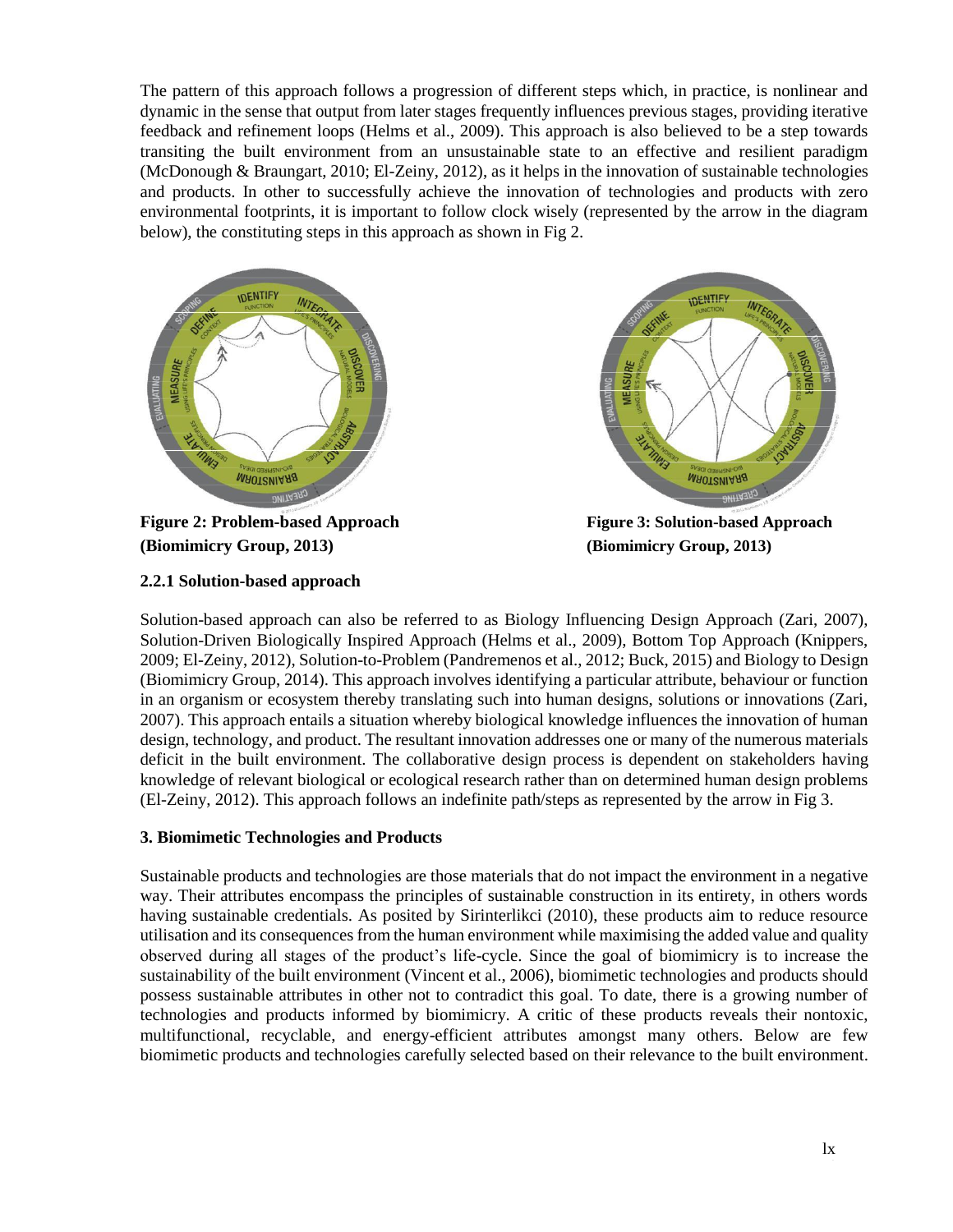The pattern of this approach follows a progression of different steps which, in practice, is nonlinear and dynamic in the sense that output from later stages frequently influences previous stages, providing iterative feedback and refinement loops (Helms et al., 2009). This approach is also believed to be a step towards transiting the built environment from an unsustainable state to an effective and resilient paradigm (McDonough & Braungart, 2010; El-Zeiny, 2012), as it helps in the innovation of sustainable technologies and products. In other to successfully achieve the innovation of technologies and products with zero environmental footprints, it is important to follow clock wisely (represented by the arrow in the diagram below), the constituting steps in this approach as shown in Fig 2.

**Figure 2: Problem-based Approach (Biomimicry Group, 2013)**

**Figure 3: Solution-based Approach (Biomimicry Group, 2013)**

### 2.2.1 Solution-based approach

Solution-based approach can also be referred to as Biology Influencing Design Approach (Zari, 2007), Solution-Driven Biologically Inspired Approach (Helms et al., 2009), Bottom Top Approach (Knippers, 2009; El-Zeiny, 2012), Solution-to-Problem (Pandremenos et al., 2012; Buck, 2015) and Biology to Design (Biomimicry Group, 2014). This approach involves identifying a particular attribute, behaviour or function in an organism or ecosystem thereby translating such into human designs, solutions or innovations (Zari, 2007). This approach entails a situation whereby biological knowledge influences the innovation of human design, technology, and product. The resultant innovation addresses one or many of the numerous materials deficit in the built environment. The collaborative design process is dependent on stakeholders having knowledge of relevant biological or ecological research rather than on determined human design problems (El-Zeiny, 2012). This approach follows an indefinite path/steps as represented by the arrow in Fig 3.

## 3. Biomimetic Technologies and Products

Sustainable products and technologies are those materials that do not impact the environment in a negative way. Their attributes encompass the principles of sustainable construction in its entirety, in others words having sustainable credentials. As posited by Sirinterlikci (2010), these products aim to reduce resource utilisation and its consequences from the human environment while maximising the added value and quality observed during all stages of the product's life-cycle. Since the goal of biomimicry is to increase the sustainability of the built environment (Vincent et al., 2006), biomimetic technologies and products should possess sustainable attributes in other not to contradict this goal. To date, there is a growing number of technologies and products informed by biomimicry. A critic of these products reveals their nontoxic, multifunctional, recyclable, and energy-efficient attributes amongst many others. Below are few biomimetic products and technologies carefully selected based on their relevance to the built environment.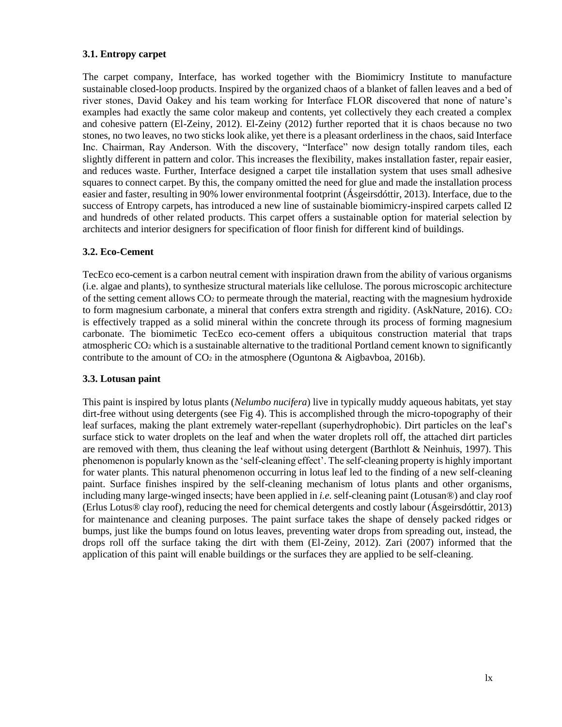### 3.1. Entropy carpet

The carpet company, Interface, has worked together with the Biomimicry Institute to manufacture sustainable closed-loop products. Inspired by the organized chaos of a blanket of fallen leaves and a bed of river stones, David Oakey and his team working for Interface FLOR discovered that none of nature's examples had exactly the same color makeup and contents, yet collectively they each created a complex and cohesive pattern (El-Zeiny, 2012). El-Zeiny (2012) further reported that it is chaos because no two stones, no two leaves, no two sticks look alike, yet there is a pleasant orderliness in the chaos, said Interface Inc. Chairman, Ray Anderson. With the discovery, "Interface" now design totally random tiles, each slightly different in pattern and color. This increases the flexibility, makes installation faster, repair easier, and reduces waste. Further, Interface designed a carpet tile installation system that uses small adhesive squares to connect carpet. By this, the company omitted the need for glue and made the installation process easier and faster, resulting in 90% lower environmental footprint (Ásgeirsdóttir, 2013). Interface, due to the success of Entropy carpets, has introduced a new line of sustainable biomimicry-inspired carpets called I2 and hundreds of other related products. This carpet offers a sustainable option for material selection by architects and interior designers for specification of floor finish for different kind of buildings.

### 3.2. Eco-Cement

TecEco eco-cement is a carbon neutral cement with inspiration drawn from the ability of various organisms (i.e. algae and plants), to synthesize structural materials like cellulose. The porous microscopic architecture of the setting cement allows $CO_2$ to permeate through the material, reacting with the magnesium hydroxide to form magnesium carbonate, a mineral that confers extra strength and rigidity. (AskNature, 2016). $CO_2$ is effectively trapped as a solid mineral within the concrete through its process of forming magnesium carbonate. The biomimetic TecEco eco-cement offers a ubiquitous construction material that traps atmospheric $CO_2$ which is a sustainable alternative to the traditional Portland cement known to significantly contribute to the amount of $CO_2$ in the atmosphere (Oguntona & Aigbavboa, 2016b).

### 3.3. Lotusan paint

This paint is inspired by lotus plants (*Nelumbo nucifera*) live in typically muddy aqueous habitats, yet stay dirt-free without using detergents (see Fig 4). This is accomplished through the micro-topography of their leaf surfaces, making the plant extremely water-repellant (superhydrophobic). Dirt particles on the leaf's surface stick to water droplets on the leaf and when the water droplets roll off, the attached dirt particles are removed with them, thus cleaning the leaf without using detergent (Barthlott & Neinhuis, 1997). This phenomenon is popularly known as the 'self-cleaning effect'. The self-cleaning property is highly important for water plants. This natural phenomenon occurring in lotus leaf led to the finding of a new self-cleaning paint. Surface finishes inspired by the self-cleaning mechanism of lotus plants and other organisms, including many large-winged insects; have been applied in *i.e.* self-cleaning paint (Lotusan®) and clay roof (Erlus Lotus® clay roof), reducing the need for chemical detergents and costly labour (Ásgeirsdóttir, 2013) for maintenance and cleaning purposes. The paint surface takes the shape of densely packed ridges or bumps, just like the bumps found on lotus leaves, preventing water drops from spreading out, instead, the drops roll off the surface taking the dirt with them (El-Zeiny, 2012). Zari (2007) informed that the application of this paint will enable buildings or the surfaces they are applied to be self-cleaning.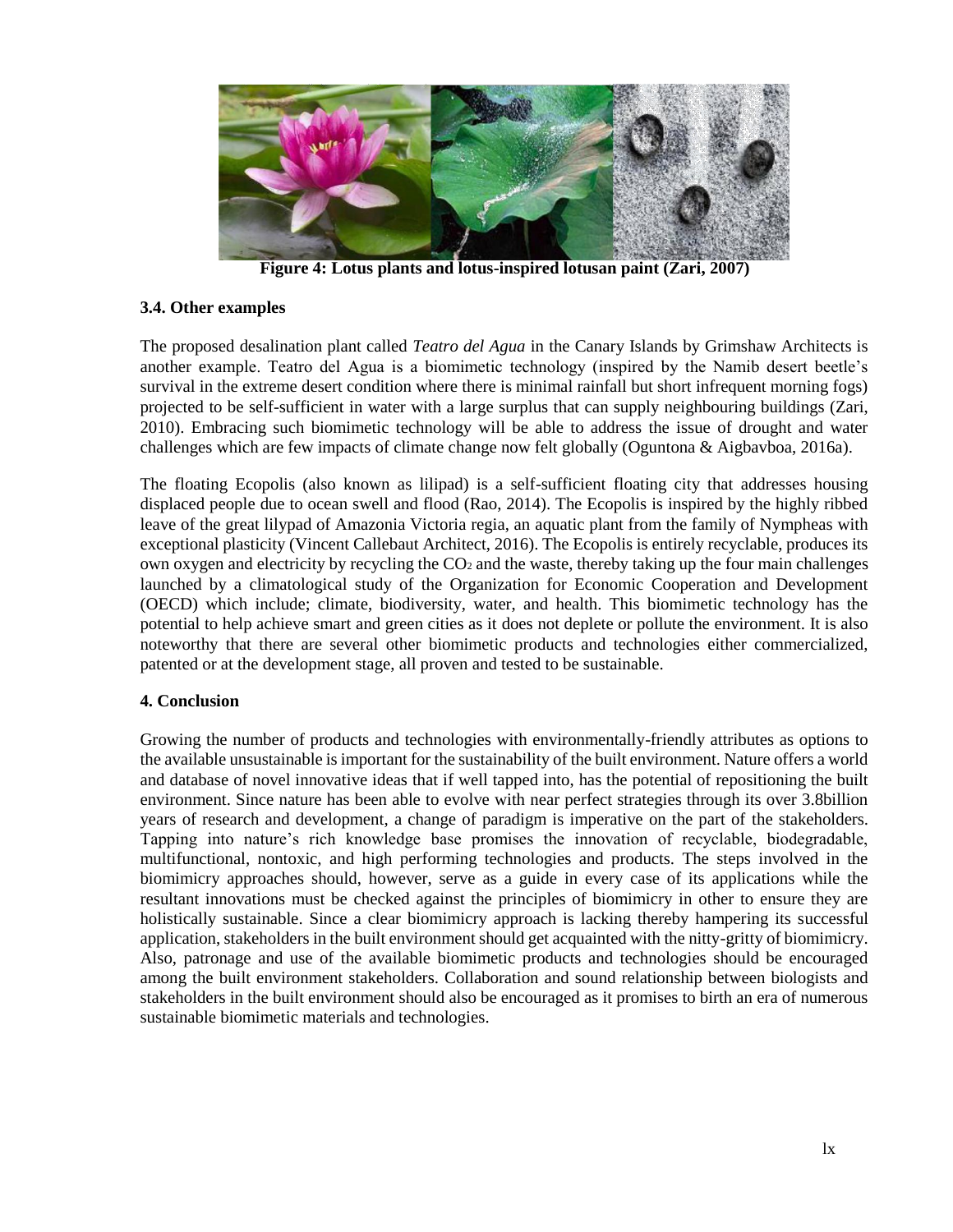**Figure 4: Lotus plants and lotus-inspired lotusan paint (Zari, 2007)**

### 3.4. Other examples

The proposed desalination plant called *Teatro del Agua* in the Canary Islands by Grimshaw Architects is another example. Teatro del Agua is a biomimetic technology (inspired by the Namib desert beetle's survival in the extreme desert condition where there is minimal rainfall but short infrequent morning fogs) projected to be self-sufficient in water with a large surplus that can supply neighbouring buildings (Zari, 2010). Embracing such biomimetic technology will be able to address the issue of drought and water challenges which are few impacts of climate change now felt globally (Oguntona & Aigbavboa, 2016a).

The floating Ecopolis (also known as lilipad) is a self-sufficient floating city that addresses housing displaced people due to ocean swell and flood (Rao, 2014). The Ecopolis is inspired by the highly ribbed leave of the great lilypad of Amazonia Victoria regia, an aquatic plant from the family of Nympheas with exceptional plasticity (Vincent Callebaut Architect, 2016). The Ecopolis is entirely recyclable, produces its own oxygen and electricity by recycling the $CO_2$ and the waste, thereby taking up the four main challenges launched by a climatological study of the Organization for Economic Cooperation and Development (OECD) which include; climate, biodiversity, water, and health. This biomimetic technology has the potential to help achieve smart and green cities as it does not deplete or pollute the environment. It is also noteworthy that there are several other biomimetic products and technologies either commercialized, patented or at the development stage, all proven and tested to be sustainable.

### 4. Conclusion

Growing the number of products and technologies with environmentally-friendly attributes as options to the available unsustainable is important for the sustainability of the built environment. Nature offers a world and database of novel innovative ideas that if well tapped into, has the potential of repositioning the built environment. Since nature has been able to evolve with near perfect strategies through its over 3.8billion years of research and development, a change of paradigm is imperative on the part of the stakeholders. Tapping into nature's rich knowledge base promises the innovation of recyclable, biodegradable, multifunctional, nontoxic, and high performing technologies and products. The steps involved in the biomimicry approaches should, however, serve as a guide in every case of its applications while the resultant innovations must be checked against the principles of biomimicry in other to ensure they are holistically sustainable. Since a clear biomimicry approach is lacking thereby hampering its successful application, stakeholders in the built environment should get acquainted with the nitty-gritty of biomimicry. Also, patronage and use of the available biomimetic products and technologies should be encouraged among the built environment stakeholders. Collaboration and sound relationship between biologists and stakeholders in the built environment should also be encouraged as it promises to birth an era of numerous sustainable biomimetic materials and technologies.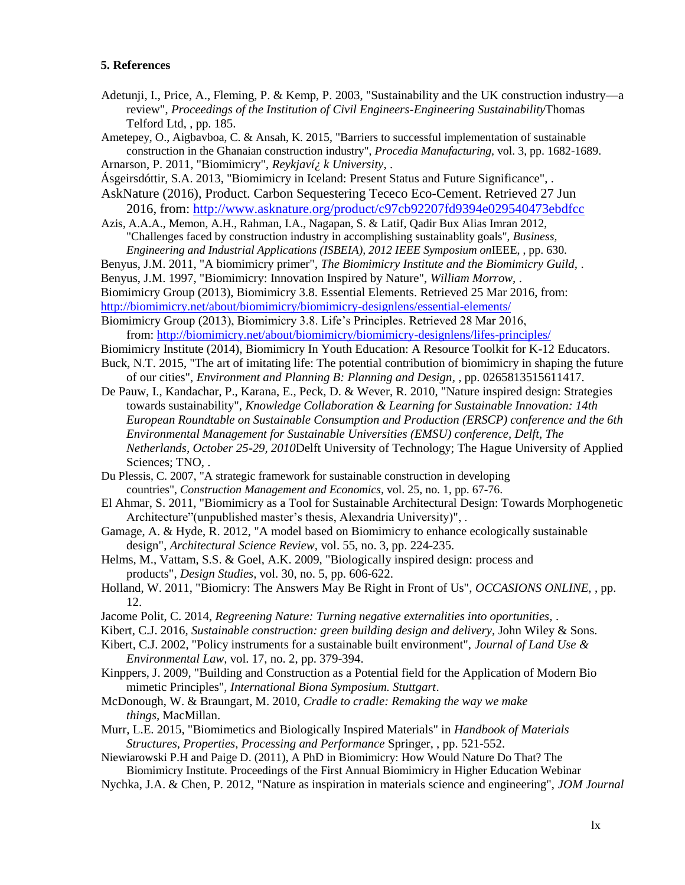### 5. References

Adetunji, I., Price, A., Fleming, P. & Kemp, P. 2003, "Sustainability and the UK construction industry—a review", *Proceedings of the Institution of Civil Engineers-Engineering Sustainability*Thomas Telford Ltd, , pp. 185.

Ametepey, O., Aigbavboa, C. & Ansah, K. 2015, "Barriers to successful implementation of sustainable construction in the Ghanaian construction industry", *Procedia Manufacturing*, vol. 3, pp. 1682-1689.

Arnarson, P. 2011, "Biomimicry", *Reykjaví¿ k University*, .

Ásgeirsdóttir, S.A. 2013, "Biomimicry in Iceland: Present Status and Future Significance", .

AskNature (2016), Product. Carbon Sequestering Tececo Eco-Cement. Retrieved 27 Jun 2016, from: http://www.asknature.org/product/c97cb92207fd9394e029540473ebdfcc

Azis, A.A.A., Memon, A.H., Rahman, I.A., Nagapan, S. & Latif, Qadir Bux Alias Imran 2012, "Challenges faced by construction industry in accomplishing sustainablity goals", *Business, Engineering and Industrial Applications (ISBEIA), 2012 IEEE Symposium on*IEEE, , pp. 630.

Benyus, J.M. 2011, "A biomimicry primer", *The Biomimicry Institute and the Biomimicry Guild*, .

Benyus, J.M. 1997, "Biomimicry: Innovation Inspired by Nature", *William Morrow*, .

Biomimicry Group (2013), Biomimicry 3.8. Essential Elements. Retrieved 25 Mar 2016, from: http://biomimicry.net/about/biomimicry/biomimicry-designlens/essential-elements/

Biomimicry Group (2013), Biomimicry 3.8. Life's Principles. Retrieved 28 Mar 2016, from: http://biomimicry.net/about/biomimicry/biomimicry-designlens/lifes-principles/

Biomimicry Institute (2014), Biomimicry In Youth Education: A Resource Toolkit for K-12 Educators.

Buck, N.T. 2015, "The art of imitating life: The potential contribution of biomimicry in shaping the future of our cities", *Environment and Planning B: Planning and Design*, , pp. 0265813515611417.

De Pauw, I., Kandachar, P., Karana, E., Peck, D. & Wever, R. 2010, "Nature inspired design: Strategies towards sustainability", *Knowledge Collaboration & Learning for Sustainable Innovation: 14th European Roundtable on Sustainable Consumption and Production (ERSCP) conference and the 6th Environmental Management for Sustainable Universities (EMSU) conference, Delft, The Netherlands, October 25-29, 2010*Delft University of Technology; The Hague University of Applied Sciences; TNO, .

Du Plessis, C. 2007, "A strategic framework for sustainable construction in developing countries", *Construction Management and Economics*, vol. 25, no. 1, pp. 67-76.

El Ahmar, S. 2011, "Biomimicry as a Tool for Sustainable Architectural Design: Towards Morphogenetic Architecture"(unpublished master's thesis, Alexandria University)", .

Gamage, A. & Hyde, R. 2012, "A model based on Biomimicry to enhance ecologically sustainable design", *Architectural Science Review*, vol. 55, no. 3, pp. 224-235.

Helms, M., Vattam, S.S. & Goel, A.K. 2009, "Biologically inspired design: process and products", *Design Studies*, vol. 30, no. 5, pp. 606-622.

Holland, W. 2011, "Biomicry: The Answers May Be Right in Front of Us", *OCCASIONS ONLINE*, , pp. 12.

Jacome Polit, C. 2014, *Regreening Nature: Turning negative externalities into oportunities*, .

Kibert, C.J. 2016, *Sustainable construction: green building design and delivery*, John Wiley & Sons.

Kibert, C.J. 2002, "Policy instruments for a sustainable built environment", *Journal of Land Use & Environmental Law*, vol. 17, no. 2, pp. 379-394.

Kinppers, J. 2009, "Building and Construction as a Potential field for the Application of Modern Bio mimetic Principles", *International Biona Symposium. Stuttgart*.

McDonough, W. & Braungart, M. 2010, *Cradle to cradle: Remaking the way we make things*, MacMillan.

Murr, L.E. 2015, "Biomimetics and Biologically Inspired Materials" in *Handbook of Materials Structures, Properties, Processing and Performance* Springer, , pp. 521-552.

Niewiarowski P.H and Paige D. (2011), A PhD in Biomimicry: How Would Nature Do That? The Biomimicry Institute. Proceedings of the First Annual Biomimicry in Higher Education Webinar

Nychka, J.A. & Chen, P. 2012, "Nature as inspiration in materials science and engineering", *JOM Journal*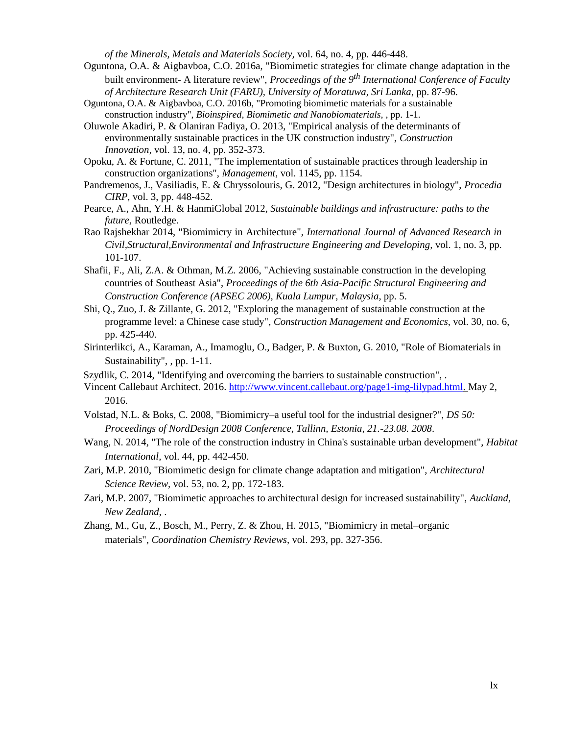*of the Minerals, Metals and Materials Society*, vol. 64, no. 4, pp. 446-448.

Oguntona, O.A. & Aigbavboa, C.O. 2016a, "Biomimetic strategies for climate change adaptation in the built environment- A literature review", *Proceedings of the 9th International Conference of Faculty of Architecture Research Unit (FARU), University of Moratuwa, Sri Lanka*, pp. 87-96.

Oguntona, O.A. & Aigbavboa, C.O. 2016b, "Promoting biomimetic materials for a sustainable construction industry", *Bioinspired, Biomimetic and Nanobiomaterials*, , pp. 1-1.

Oluwole Akadiri, P. & Olaniran Fadiya, O. 2013, "Empirical analysis of the determinants of environmentally sustainable practices in the UK construction industry", *Construction Innovation*, vol. 13, no. 4, pp. 352-373.

Opoku, A. & Fortune, C. 2011, "The implementation of sustainable practices through leadership in construction organizations", *Management*, vol. 1145, pp. 1154.

Pandremenos, J., Vasiliadis, E. & Chryssolouris, G. 2012, "Design architectures in biology", *Procedia CIRP*, vol. 3, pp. 448-452.

Pearce, A., Ahn, Y.H. & HanmiGlobal 2012, *Sustainable buildings and infrastructure: paths to the future*, Routledge.

Rao Rajshekhar 2014, "Biomimicry in Architecture", *International Journal of Advanced Research in Civil,Structural,Environmental and Infrastructure Engineering and Developing*, vol. 1, no. 3, pp. 101-107.

Shafii, F., Ali, Z.A. & Othman, M.Z. 2006, "Achieving sustainable construction in the developing countries of Southeast Asia", *Proceedings of the 6th Asia-Pacific Structural Engineering and Construction Conference (APSEC 2006), Kuala Lumpur, Malaysia*, pp. 5.

Shi, Q., Zuo, J. & Zillante, G. 2012, "Exploring the management of sustainable construction at the programme level: a Chinese case study", *Construction Management and Economics*, vol. 30, no. 6, pp. 425-440.

Sirinterlikci, A., Karaman, A., Imamoglu, O., Badger, P. & Buxton, G. 2010, "Role of Biomaterials in Sustainability", , pp. 1-11.

Szydlik, C. 2014, "Identifying and overcoming the barriers to sustainable construction", .

Vincent Callebaut Architect. 2016. [http://www.vincent.callebaut.org/page1-img-lilypad.html.](http://www.vincent.callebaut.org/page1-img-lilypad.html) May 2, 2016.

Volstad, N.L. & Boks, C. 2008, "Biomimicry–a useful tool for the industrial designer?", *DS 50: Proceedings of NordDesign 2008 Conference, Tallinn, Estonia, 21.-23.08. 2008*.

Wang, N. 2014, "The role of the construction industry in China's sustainable urban development", *Habitat International*, vol. 44, pp. 442-450.

Zari, M.P. 2010, "Biomimetic design for climate change adaptation and mitigation", *Architectural Science Review*, vol. 53, no. 2, pp. 172-183.

Zari, M.P. 2007, "Biomimetic approaches to architectural design for increased sustainability", *Auckland, New Zealand*, .

Zhang, M., Gu, Z., Bosch, M., Perry, Z. & Zhou, H. 2015, "Biomimicry in metal–organic materials", *Coordination Chemistry Reviews*, vol. 293, pp. 327-356.